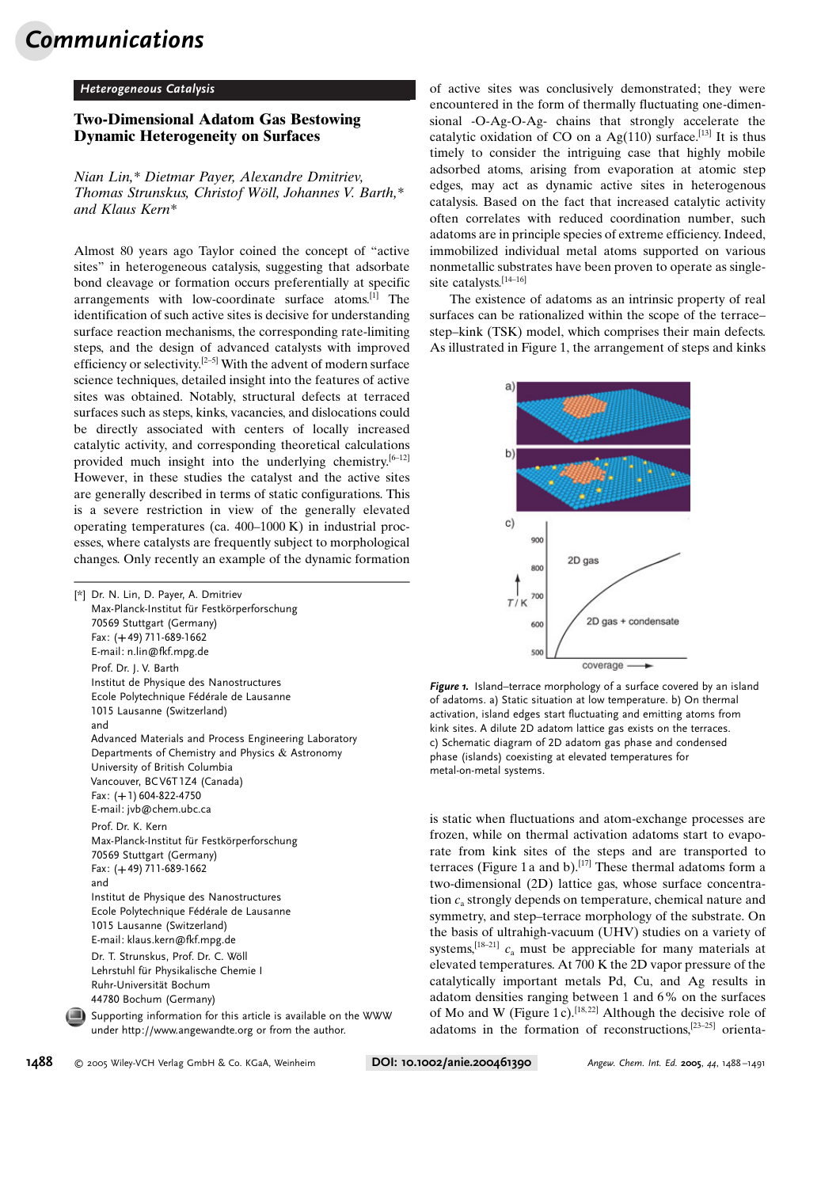## Heterogeneous Catalysis

# Two-Dimensional Adatom Gas Bestowing Dynamic Heterogeneity on Surfaces

*Nian Lin,\* Dietmar Payer, Alexandre Dmitriev, Thomas Strunskus, Christof Wöll, Johannes V. Barth,\* and Klaus Kern\**

Almost 80 years ago Taylor coined the concept of "active sites" in heterogeneous catalysis, suggesting that adsorbate bond cleavage or formation occurs preferentially at specific arrangements with low-coordinate surface atoms.[1] The identification of such active sites is decisive for understanding surface reaction mechanisms, the corresponding rate-limiting steps, and the design of advanced catalysts with improved efficiency or selectivity.[2–5] With the advent of modern surface science techniques, detailed insight into the features of active sites was obtained. Notably, structural defects at terraced surfaces such as steps, kinks, vacancies, and dislocations could be directly associated with centers of locally increased catalytic activity, and corresponding theoretical calculations provided much insight into the underlying chemistry.[6–12] However, in these studies the catalyst and the active sites are generally described in terms of static configurations. This is a severe restriction in view of the generally elevated operating temperatures (ca. 400–1000 K) in industrial processes, where catalysts are frequently subject to morphological changes. Only recently an example of the dynamic formation of active sites was conclusively demonstrated; they were encountered in the form of thermally fluctuating one-dimensional -O-Ag-O-Ag- chains that strongly accelerate the catalytic oxidation of CO on a Ag(110) surface.[13] It is thus timely to consider the intriguing case that highly mobile adsorbed atoms, arising from evaporation at atomic step edges, may act as dynamic active sites in heterogenous catalysis. Based on the fact that increased catalytic activity often correlates with reduced coordination number, such adatoms are in principle species of extreme efficiency. Indeed, immobilized individual metal atoms supported on various nonmetallic substrates have been proven to operate as single-site catalysts.[14–16]

The existence of adatoms as an intrinsic property of real surfaces can be rationalized within the scope of the terrace–step–kink (TSK) model, which comprises their main defects. As illustrated in Figure 1, the arrangement of steps and kinks

**Figure 1.** Island–terrace morphology of a surface covered by an island of adatoms. a) Static situation at low temperature. b) On thermal activation, island edges start fluctuating and emitting atoms from kink sites. A dilute 2D adatom lattice gas exists on the terraces. c) Schematic diagram of 2D adatom gas phase and condensed phase (islands) coexisting at elevated temperatures for metal-on-metal systems.

is static when fluctuations and atom-exchange processes are frozen, while on thermal activation adatoms start to evaporate from kink sites of the steps and are transported to terraces (Figure 1a and b).[17] These thermal adatoms form a two-dimensional (2D) lattice gas, whose surface concentration $c_a$ strongly depends on temperature, chemical nature and symmetry, and step–terrace morphology of the substrate. On the basis of ultrahigh-vacuum (UHV) studies on a variety of systems,[18–21] $c_a$ must be appreciable for many materials at elevated temperatures. At 700 K the 2D vapor pressure of the catalytically important metals Pd, Cu, and Ag results in adatom densities ranging between 1 and 6% on the surfaces of Mo and W (Figure 1c).[18,22] Although the decisive role of adatoms in the formation of reconstructions,[23–25] orienta-

[\*] Dr. N. Lin, D. Payer, A. Dmitriev
Max-Planck-Institut für Festkörperforschung
70569 Stuttgart (Germany)
Fax: (+49) 711-689-1662
E-mail: n.lin@fkf.mpg.de

Prof. Dr. J. V. Barth
Institut de Physique des Nanostructures
Ecole Polytechnique Fédérale de Lausanne
1015 Lausanne (Switzerland)
and
Advanced Materials and Process Engineering Laboratory
Departments of Chemistry and Physics & Astronomy
University of British Columbia
Vancouver, BC V6T 1Z4 (Canada)
Fax: (+1) 604-822-4750
E-mail: jvb@chem.ubc.ca

Prof. Dr. K. Kern
Max-Planck-Institut für Festkörperforschung
70569 Stuttgart (Germany)
Fax: (+49) 711-689-1662
and
Institut de Physique des Nanostructures
Ecole Polytechnique Fédérale de Lausanne
1015 Lausanne (Switzerland)
E-mail: klaus.kern@fkf.mpg.de

Dr. T. Strunskus, Prof. Dr. C. Wöll
Lehrstuhl für Physikalische Chemie I
Ruhr-Universität Bochum
44780 Bochum (Germany)

Supporting information for this article is available on the WWW under http://www.angewandte.org or from the author.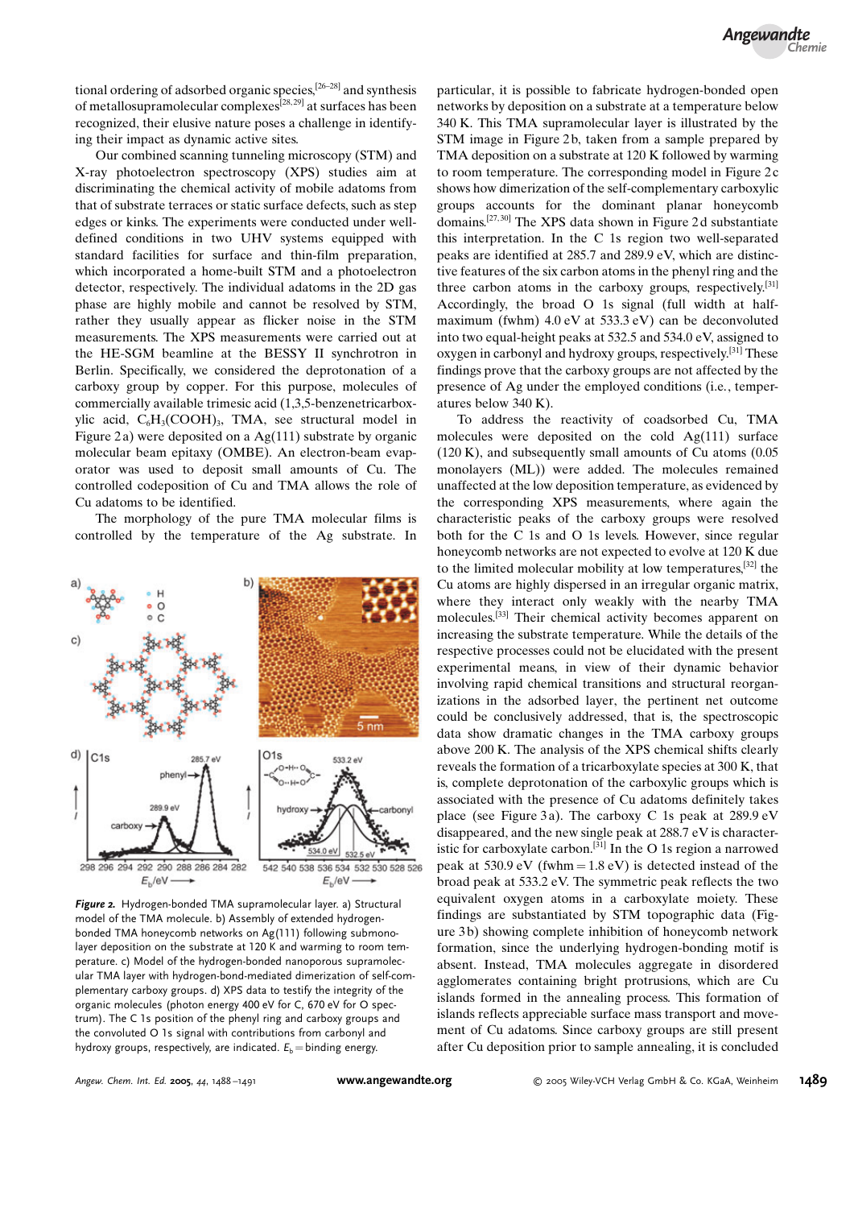tional ordering of adsorbed organic species,[26–28] and synthesis of metallosupramolecular complexes[28,29] at surfaces has been recognized, their elusive nature poses a challenge in identifying their impact as dynamic active sites.

Our combined scanning tunneling microscopy (STM) and X-ray photoelectron spectroscopy (XPS) studies aim at discriminating the chemical activity of mobile adatoms from that of substrate terraces or static surface defects, such as step edges or kinks. The experiments were conducted under well-defined conditions in two UHV systems equipped with standard facilities for surface and thin-film preparation, which incorporated a home-built STM and a photoelectron detector, respectively. The individual adatoms in the 2D gas phase are highly mobile and cannot be resolved by STM, rather they usually appear as flicker noise in the STM measurements. The XPS measurements were carried out at the HE-SGM beamline at the BESSY II synchrotron in Berlin. Specifically, we considered the deprotonation of a carboxy group by copper. For this purpose, molecules of commercially available trimesic acid (1,3,5-benzenetricarboxylic acid, $C_6H_3(COOH)_3$, TMA, see structural model in Figure 2a) were deposited on a Ag(111) substrate by organic molecular beam epitaxy (OMBE). An electron-beam evaporator was used to deposit small amounts of Cu. The controlled codeposition of Cu and TMA allows the role of Cu adatoms to be identified.

The morphology of the pure TMA molecular films is controlled by the temperature of the Ag substrate. In particular, it is possible to fabricate hydrogen-bonded open networks by deposition on a substrate at a temperature below 340 K. This TMA supramolecular layer is illustrated by the STM image in Figure 2b, taken from a sample prepared by TMA deposition on a substrate at 120 K followed by warming to room temperature. The corresponding model in Figure 2c shows how dimerization of the self-complementary carboxylic groups accounts for the dominant planar honeycomb domains.[27,30] The XPS data shown in Figure 2d substantiate this interpretation. In the C 1s region two well-separated peaks are identified at 285.7 and 289.9 eV, which are distinctive features of the six carbon atoms in the phenyl ring and the three carbon atoms in the carboxy groups, respectively.[31] Accordingly, the broad O 1s signal (full width at half-maximum (fwhm) 4.0 eV at 533.3 eV) can be deconvoluted into two equal-height peaks at 532.5 and 534.0 eV, assigned to oxygen in carbonyl and hydroxy groups, respectively.[31] These findings prove that the carboxy groups are not affected by the presence of Ag under the employed conditions (i.e., temperatures below 340 K).

To address the reactivity of coadsorbed Cu, TMA molecules were deposited on the cold Ag(111) surface (120 K), and subsequently small amounts of Cu atoms (0.05 monolayers (ML)) were added. The molecules remained unaffected at the low deposition temperature, as evidenced by the corresponding XPS measurements, where again the characteristic peaks of the carboxy groups were resolved both for the C 1s and O 1s levels. However, since regular honeycomb networks are not expected to evolve at 120 K due to the limited molecular mobility at low temperatures,[32] the Cu atoms are highly dispersed in an irregular organic matrix, where they interact only weakly with the nearby TMA molecules.[33] Their chemical activity becomes apparent on increasing the substrate temperature. While the details of the respective processes could not be elucidated with the present experimental means, in view of their dynamic behavior involving rapid chemical transitions and structural reorganizations in the adsorbed layer, the pertinent net outcome could be conclusively addressed, that is, the spectroscopic data show dramatic changes in the TMA carboxy groups above 200 K. The analysis of the XPS chemical shifts clearly reveals the formation of a tricarboxylate species at 300 K, that is, complete deprotonation of the carboxylic groups which is associated with the presence of Cu adatoms definitely takes place (see Figure 3a). The carboxy C 1s peak at 289.9 eV disappeared, and the new single peak at 288.7 eV is characteristic for carboxylate carbon.[31] In the O 1s region a narrowed peak at 530.9 eV (fwhm = 1.8 eV) is detected instead of the broad peak at 533.2 eV. The symmetric peak reflects the two equivalent oxygen atoms in a carboxylate moiety. These findings are substantiated by STM topographic data (Figure 3b) showing complete inhibition of honeycomb network formation, since the underlying hydrogen-bonding motif is absent. Instead, TMA molecules aggregate in disordered agglomerates containing bright protrusions, which are Cu islands formed in the annealing process. This formation of islands reflects appreciable surface mass transport and movement of Cu adatoms. Since carboxy groups are still present after Cu deposition prior to sample annealing, it is concluded

**Figure 2.** Hydrogen-bonded TMA supramolecular layer. a) Structural model of the TMA molecule. b) Assembly of extended hydrogen-bonded TMA honeycomb networks on Ag(111) following submonolayer deposition on the substrate at 120 K and warming to room temperature. c) Model of the hydrogen-bonded nanoporous supramolecular TMA layer with hydrogen-bond-mediated dimerization of self-complementary carboxy groups. d) XPS data to testify the integrity of the organic molecules (photon energy 400 eV for C, 670 eV for O spectrum). The C 1s position of the phenyl ring and carboxy groups and the convoluted O 1s signal with contributions from carbonyl and hydroxy groups, respectively, are indicated. $E_b$ = binding energy.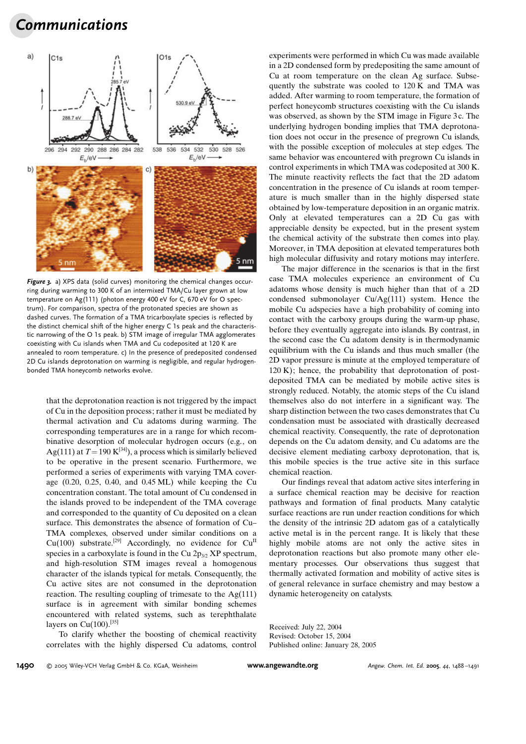**Figure 3.** a) XPS data (solid curves) monitoring the chemical changes occurring during warming to 300 K of an intermixed TMA/Cu layer grown at low temperature on Ag(111) (photon energy 400 eV for C, 670 eV for O spectrum). For comparison, spectra of the protonated species are shown as dashed curves. The formation of a TMA tricarboxylate species is reflected by the distinct chemical shift of the higher energy C 1s peak and the characteristic narrowing of the O 1s peak. b) STM image of irregular TMA agglomerates coexisting with Cu islands when TMA and Cu codeposited at 120 K are annealed to room temperature. c) In the presence of predeposited condensed 2D Cu islands deprotonation on warming is negligible, and regular hydrogen-bonded TMA honeycomb networks evolve.

that the deprotonation reaction is not triggered by the impact of Cu in the deposition process; rather it must be mediated by thermal activation and Cu adatoms during warming. The corresponding temperatures are in a range for which recombinative desorption of molecular hydrogen occurs (e.g., on Ag(111) at $T = 190$ K[34]), a process which is similarly believed to be operative in the present scenario. Furthermore, we performed a series of experiments with varying TMA coverage (0.20, 0.25, 0.40, and 0.45 ML) while keeping the Cu concentration constant. The total amount of Cu condensed in the islands proved to be independent of the TMA coverage and corresponded to the quantity of Cu deposited on a clean surface. This demonstrates the absence of formation of Cu–TMA complexes, observed under similar conditions on a Cu(100) substrate.[29] Accordingly, no evidence for $Cu^{II}$ species in a carboxylate is found in the Cu $2p_{3/2}$ XP spectrum, and high-resolution STM images reveal a homogenous character of the islands typical for metals. Consequently, the Cu active sites are not consumed in the deprotonation reaction. The resulting coupling of trimesate to the Ag(111) surface is in agreement with similar bonding schemes encountered with related systems, such as terephthalate layers on Cu(100).[35]

To clarify whether the boosting of chemical reactivity correlates with the highly dispersed Cu adatoms, control experiments were performed in which Cu was made available in a 2D condensed form by predepositing the same amount of Cu at room temperature on the clean Ag surface. Subsequently the substrate was cooled to 120 K and TMA was added. After warming to room temperature, the formation of perfect honeycomb structures coexisting with the Cu islands was observed, as shown by the STM image in Figure 3c. The underlying hydrogen bonding implies that TMA deprotonation does not occur in the presence of pregrown Cu islands, with the possible exception of molecules at step edges. The same behavior was encountered with pregrown Cu islands in control experiments in which TMA was codeposited at 300 K. The minute reactivity reflects the fact that the 2D adatom concentration in the presence of Cu islands at room temperature is much smaller than the highly dispersed state obtained by low-temperature deposition in an organic matrix. Only at elevated temperatures can a 2D Cu gas with appreciable density be expected, but in the present system the chemical activity of the substrate then comes into play. Moreover, in TMA deposition at elevated temperatures both high molecular diffusivity and rotary motions may interfere.

The major difference in the scenarios is that in the first case TMA molecules experience an environment of Cu adatoms whose density is much higher than that of a 2D condensed submonolayer Cu/Ag(111) system. Hence the mobile Cu adspecies have a high probability of coming into contact with the carboxy groups during the warm-up phase, before they eventually aggregate into islands. By contrast, in the second case the Cu adatom density is in thermodynamic equilibrium with the Cu islands and thus much smaller (the 2D vapor pressure is minute at the employed temperature of 120 K); hence, the probability that deprotonation of post-deposited TMA can be mediated by mobile active sites is strongly reduced. Notably, the atomic steps of the Cu island themselves also do not interfere in a significant way. The sharp distinction between the two cases demonstrates that Cu condensation must be associated with drastically decreased chemical reactivity. Consequently, the rate of deprotonation depends on the Cu adatom density, and Cu adatoms are the decisive element mediating carboxy deprotonation, that is, this mobile species is the true active site in this surface chemical reaction.

Our findings reveal that adatom active sites interfering in a surface chemical reaction may be decisive for reaction pathways and formation of final products. Many catalytic surface reactions are run under reaction conditions for which the density of the intrinsic 2D adatom gas of a catalytically active metal is in the percent range. It is likely that these highly mobile atoms are not only the active sites in deprotonation reactions but also promote many other elementary processes. Our observations thus suggest that thermally activated formation and mobility of active sites is of general relevance in surface chemistry and may bestow a dynamic heterogeneity on catalysts.

Received: July 22, 2004
Revised: October 15, 2004
Published online: January 28, 2005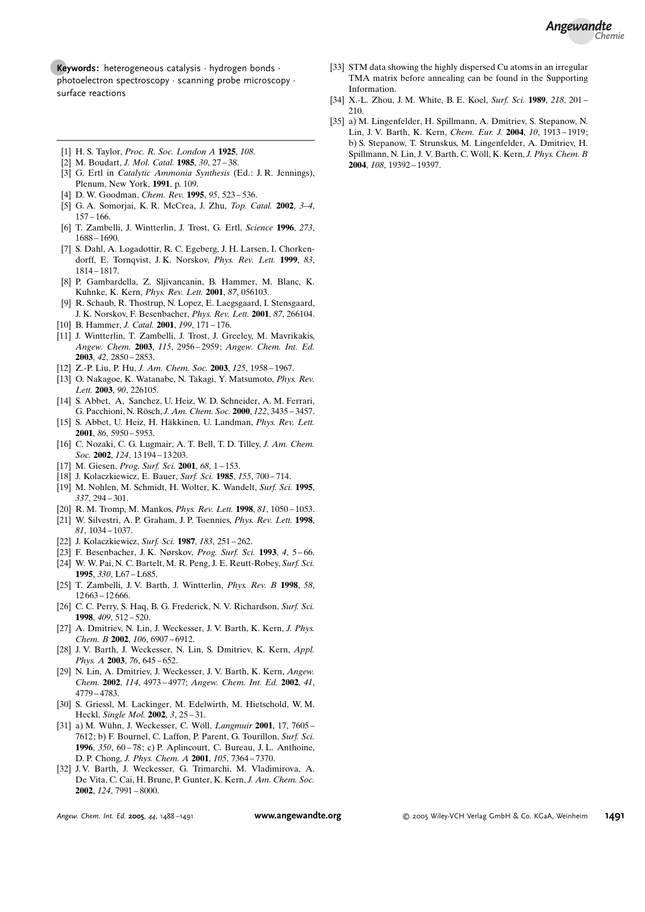**Keywords:** heterogeneous catalysis · hydrogen bonds · photoelectron spectroscopy · scanning probe microscopy · surface reactions

---

[1] H. S. Taylor, *Proc. R. Soc. London A* **1925**, *108*.

[2] M. Boudart, *J. Mol. Catal.* **1985**, *30*, 27–38.

[3] G. Ertl in *Catalytic Ammonia Synthesis* (Ed.: J. R. Jennings), Plenum, New York, **1991**, p. 109.

[4] D. W. Goodman, *Chem. Rev.* **1995**, *95*, 523–536.

[5] G. A. Somorjai, K. R. McCrea, J. Zhu, *Top. Catal.* **2002**, *3–4*, 157–166.

[6] T. Zambelli, J. Wintterlin, J. Trost, G. Ertl, *Science* **1996**, *273*, 1688–1690.

[7] S. Dahl, A. Logadottir, R. C. Egeberg, J. H. Larsen, I. Chorkendorff, E. Tornqvist, J. K. Norskov, *Phys. Rev. Lett.* **1999**, *83*, 1814–1817.

[8] P. Gambardella, Z. Sljivancanin, B. Hammer, M. Blanc, K. Kuhnke, K. Kern, *Phys. Rev. Lett.* **2001**, *87*, 056103.

[9] R. Schaub, R. Thostrup, N. Lopez, E. Laegsgaard, I. Stensgaard, J. K. Norskov, F. Besenbacher, *Phys. Rev. Lett.* **2001**, *87*, 266104.

[10] B. Hammer, *J. Catal.* **2001**, *199*, 171–176.

[11] J. Wintterlin, T. Zambelli, J. Trost, J. Greeley, M. Mavrikakis, *Angew. Chem.* **2003**, *115*, 2956–2959; *Angew. Chem. Int. Ed.* **2003**, *42*, 2850–2853.

[12] Z.-P. Liu, P. Hu, *J. Am. Chem. Soc.* **2003**, *125*, 1958–1967.

[13] O. Nakagoe, K. Watanabe, N. Takagi, Y. Matsumoto, *Phys. Rev. Lett.* **2003**, *90*, 226105.

[14] S. Abbet, A, Sanchez, U. Heiz, W. D. Schneider, A. M. Ferrari, G. Pacchioni, N. Rösch, *J. Am. Chem. Soc.* **2000**, *122*, 3435–3457.

[15] S. Abbet, U. Heiz, H. Häkkinen, U. Landman, *Phys. Rev. Lett.* **2001**, *86*, 5950–5953.

[16] C. Nozaki, C. G. Lugmair, A. T. Bell, T. D. Tilley, *J. Am. Chem. Soc.* **2002**, *124*, 13194–13203.

[17] M. Giesen, *Prog. Surf. Sci.* **2001**, *68*, 1–153.

[18] J. Kolaczkiewicz, E. Bauer, *Surf. Sci.* **1985**, *155*, 700–714.

[19] M. Nohlen, M. Schmidt, H. Wolter, K. Wandelt, *Surf. Sci.* **1995**, *337*, 294–301.

[20] R. M. Tromp, M. Mankos, *Phys. Rev. Lett.* **1998**, *81*, 1050–1053.

[21] W. Silvestri, A. P. Graham, J. P. Toennies, *Phys. Rev. Lett.* **1998**, *81*, 1034–1037.

[22] J. Kolaczkiewicz, *Surf. Sci.* **1987**, *183*, 251–262.

[23] F. Besenbacher, J. K. Nørskov, *Prog. Surf. Sci.* **1993**, *4*, 5–66.

[24] W. W. Pai, N. C. Bartelt, M. R. Peng, J. E. Reutt-Robey, *Surf. Sci.* **1995**, *330*, L67–L685.

[25] T. Zambelli, J. V. Barth, J. Wintterlin, *Phys. Rev. B* **1998**, *58*, 12663–12666.

[26] C. C. Perry, S. Haq, B. G. Frederick, N. V. Richardson, *Surf. Sci.* **1998**, *409*, 512–520.

[27] A. Dmitriev, N. Lin, J. Weckesser, J. V. Barth, K. Kern, *J. Phys. Chem. B* **2002**, *106*, 6907–6912.

[28] J. V. Barth, J. Weckesser, N. Lin, S. Dmitriev, K. Kern, *Appl. Phys. A* **2003**, *76*, 645–652.

[29] N. Lin, A. Dmitriev, J. Weckesser, J. V. Barth, K. Kern, *Angew. Chem.* **2002**, *114*, 4973–4977; *Angew. Chem. Int. Ed.* **2002**, *41*, 4779–4783.

[30] S. Griessl, M. Lackinger, M. Edelwirth, M. Hietschold, W. M. Heckl, *Single Mol.* **2002**, *3*, 25–31.

[31] a) M. Wühn, J. Weckesser, C. Wöll, *Langmuir* **2001**, 17, 7605–7612; b) F. Bournel, C. Laffon, P. Parent, G. Tourillon, *Surf. Sci.* **1996**, *350*, 60–78; c) P. Aplincourt, C. Bureau, J. L. Anthoine, D. P. Chong, *J. Phys. Chem. A* **2001**, *105*, 7364–7370.

[32] J. V. Barth, J. Weckesser, G. Trimarchi, M. Vladimirova, A. De Vita, C. Cai, H. Brune, P. Gunter, K. Kern, *J. Am. Chem. Soc.* **2002**, *124*, 7991–8000.

[33] STM data showing the highly dispersed Cu atoms in an irregular TMA matrix before annealing can be found in the Supporting Information.

[34] X.-L. Zhou, J. M. White, B. E. Koel, *Surf. Sci.* **1989**, *218*, 201–210.

[35] a) M. Lingenfelder, H. Spillmann, A. Dmitriev, S. Stepanow, N. Lin, J. V. Barth, K. Kern, *Chem. Eur. J.* **2004**, *10*, 1913–1919; b) S. Stepanow, T. Strunskus, M. Lingenfelder, A. Dmitriev, H. Spillmann, N. Lin, J. V. Barth, C. Wöll, K. Kern, *J. Phys. Chem. B* **2004**, *108*, 19392–19397.